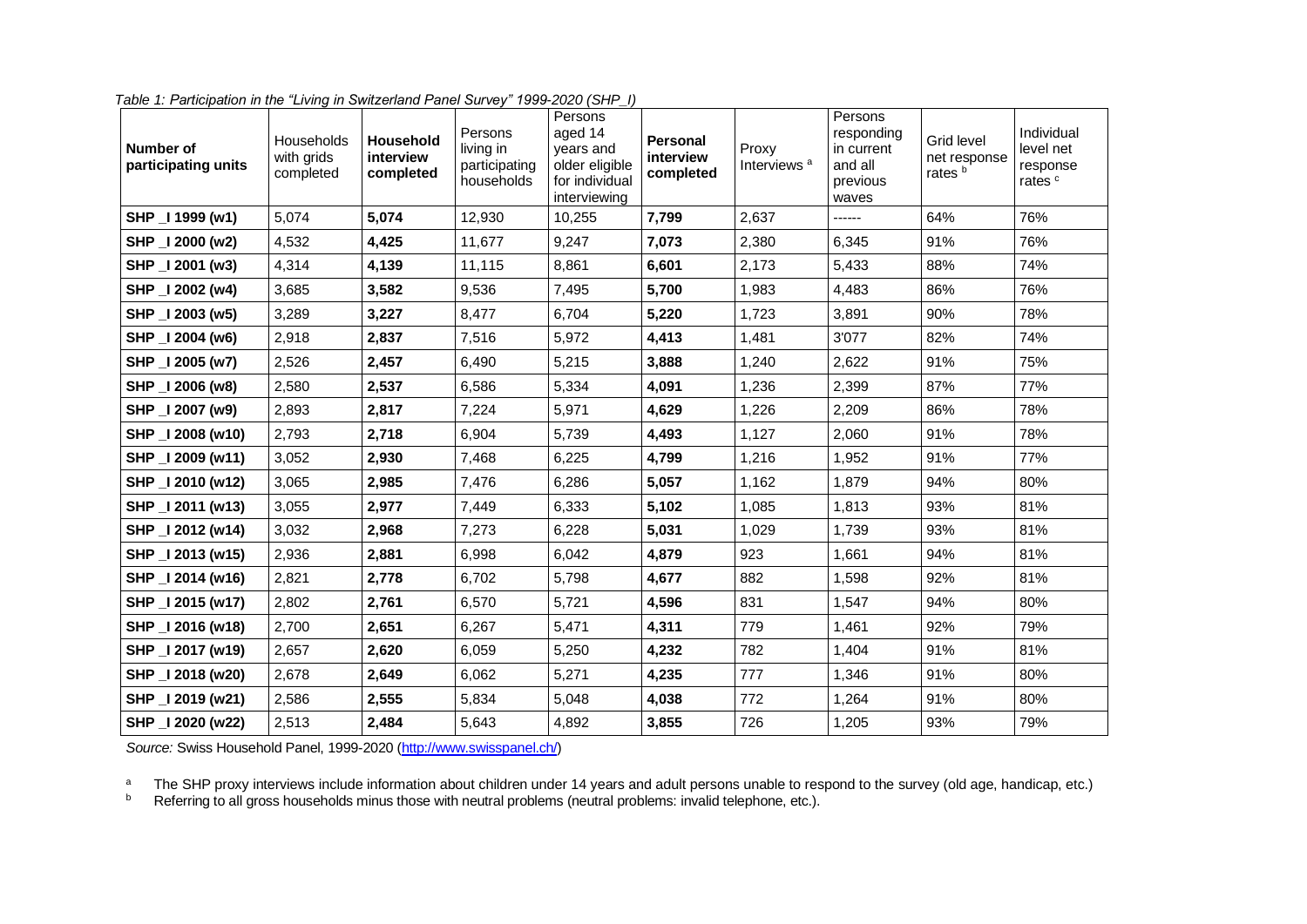*Table 1: Participation in the "Living in Switzerland Panel Survey" 1999-2020 (SHP_I)*

| **Number of participating units** | Households with grids completed | **Household interview completed** | Persons living in participating households | Persons aged 14 years and older eligible for individual interviewing | **Personal interview completed** | Proxy Interviews [a] | Persons responding in current and all previous waves | Grid level net response rates [b] | Individual level net response rates [c] |
|---|---|---|---|---|---|---|---|---|---|
| **SHP _I 1999 (w1)** | 5,074 | **5,074** | 12,930 | 10,255 | **7,799** | 2,637 | ------ | 64% | 76% |
| **SHP _I 2000 (w2)** | 4,532 | **4,425** | 11,677 | 9,247 | **7,073** | 2,380 | 6,345 | 91% | 76% |
| **SHP _I 2001 (w3)** | 4,314 | **4,139** | 11,115 | 8,861 | **6,601** | 2,173 | 5,433 | 88% | 74% |
| **SHP _I 2002 (w4)** | 3,685 | **3,582** | 9,536 | 7,495 | **5,700** | 1,983 | 4,483 | 86% | 76% |
| **SHP _I 2003 (w5)** | 3,289 | **3,227** | 8,477 | 6,704 | **5,220** | 1,723 | 3,891 | 90% | 78% |
| **SHP _I 2004 (w6)** | 2,918 | **2,837** | 7,516 | 5,972 | **4,413** | 1,481 | 3'077 | 82% | 74% |
| **SHP _I 2005 (w7)** | 2,526 | **2,457** | 6,490 | 5,215 | **3,888** | 1,240 | 2,622 | 91% | 75% |
| **SHP _I 2006 (w8)** | 2,580 | **2,537** | 6,586 | 5,334 | **4,091** | 1,236 | 2,399 | 87% | 77% |
| **SHP _I 2007 (w9)** | 2,893 | **2,817** | 7,224 | 5,971 | **4,629** | 1,226 | 2,209 | 86% | 78% |
| **SHP _I 2008 (w10)** | 2,793 | **2,718** | 6,904 | 5,739 | **4,493** | 1,127 | 2,060 | 91% | 78% |
| **SHP _I 2009 (w11)** | 3,052 | **2,930** | 7,468 | 6,225 | **4,799** | 1,216 | 1,952 | 91% | 77% |
| **SHP _I 2010 (w12)** | 3,065 | **2,985** | 7,476 | 6,286 | **5,057** | 1,162 | 1,879 | 94% | 80% |
| **SHP _I 2011 (w13)** | 3,055 | **2,977** | 7,449 | 6,333 | **5,102** | 1,085 | 1,813 | 93% | 81% |
| **SHP _I 2012 (w14)** | 3,032 | **2,968** | 7,273 | 6,228 | **5,031** | 1,029 | 1,739 | 93% | 81% |
| **SHP _I 2013 (w15)** | 2,936 | **2,881** | 6,998 | 6,042 | **4,879** | 923 | 1,661 | 94% | 81% |
| **SHP _I 2014 (w16)** | 2,821 | **2,778** | 6,702 | 5,798 | **4,677** | 882 | 1,598 | 92% | 81% |
| **SHP _I 2015 (w17)** | 2,802 | **2,761** | 6,570 | 5,721 | **4,596** | 831 | 1,547 | 94% | 80% |
| **SHP _I 2016 (w18)** | 2,700 | **2,651** | 6,267 | 5,471 | **4,311** | 779 | 1,461 | 92% | 79% |
| **SHP _I 2017 (w19)** | 2,657 | **2,620** | 6,059 | 5,250 | **4,232** | 782 | 1,404 | 91% | 81% |
| **SHP _I 2018 (w20)** | 2,678 | **2,649** | 6,062 | 5,271 | **4,235** | 777 | 1,346 | 91% | 80% |
| **SHP _I 2019 (w21)** | 2,586 | **2,555** | 5,834 | 5,048 | **4,038** | 772 | 1,264 | 91% | 80% |
| **SHP _I 2020 (w22)** | 2,513 | **2,484** | 5,643 | 4,892 | **3,855** | 726 | 1,205 | 93% | 79% |

*Source:* Swiss Household Panel, 1999-2020 (http://www.swisspanel.ch/)

[a] The SHP proxy interviews include information about children under 14 years and adult persons unable to respond to the survey (old age, handicap, etc.)

[b] Referring to all gross households minus those with neutral problems (neutral problems: invalid telephone, etc.).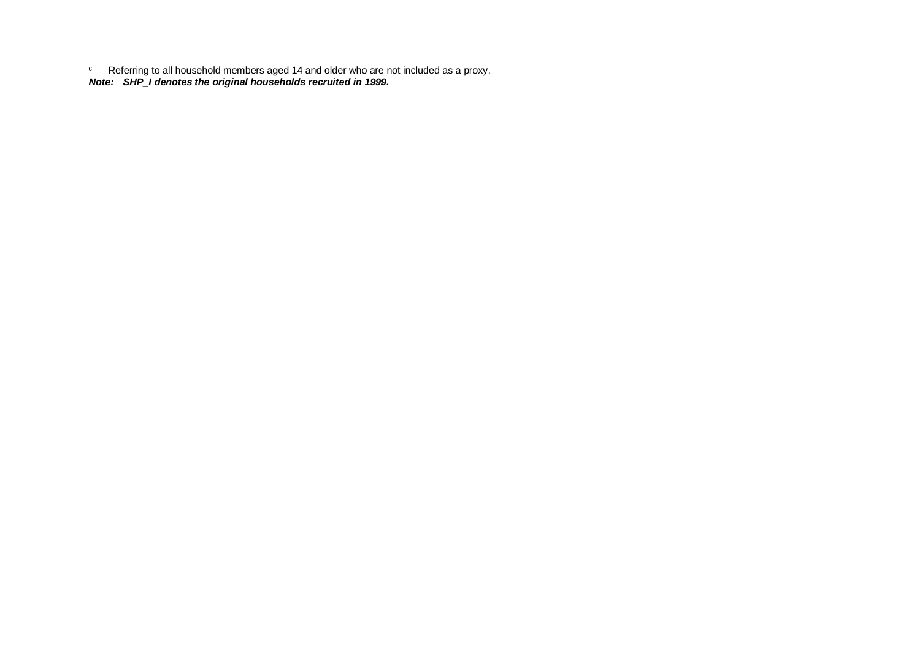[c] Referring to all household members aged 14 and older who are not included as a proxy.

***Note:** SHP_I denotes the original households recruited in 1999.*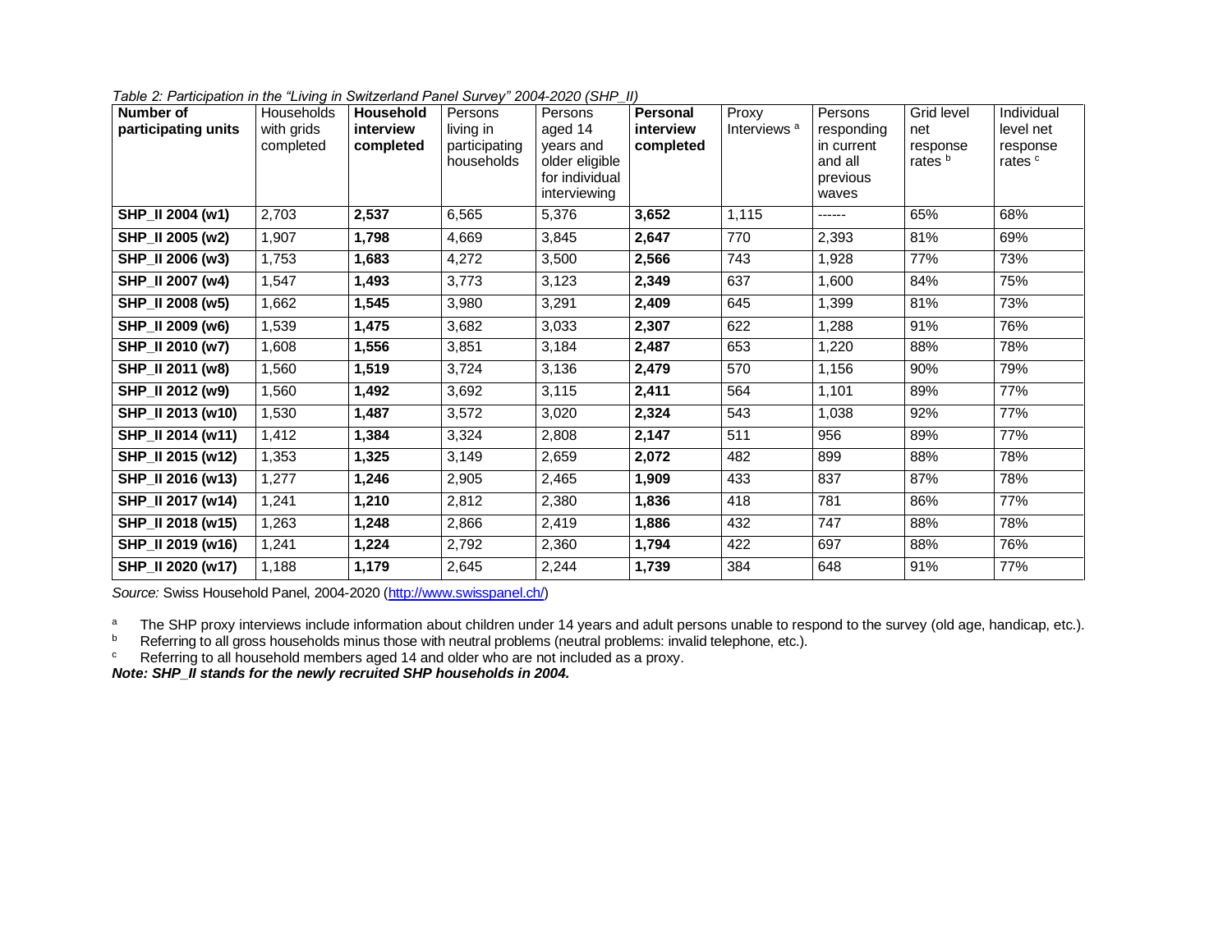*Table 2: Participation in the "Living in Switzerland Panel Survey" 2004-2020 (SHP_II)*

| **Number of participating units** | Households with grids completed | **Household interview completed** | Persons living in participating households | Persons aged 14 years and older eligible for individual interviewing | **Personal interview completed** | Proxy Interviews [a] | Persons responding in current and all previous waves | Grid level net response rates [b] | Individual level net response rates [c] |
|---|---|---|---|---|---|---|---|---|---|
| **SHP_II 2004 (w1)** | 2,703 | **2,537** | 6,565 | 5,376 | **3,652** | 1,115 | ------ | 65% | 68% |
| **SHP_II 2005 (w2)** | 1,907 | **1,798** | 4,669 | 3,845 | **2,647** | 770 | 2,393 | 81% | 69% |
| **SHP_II 2006 (w3)** | 1,753 | **1,683** | 4,272 | 3,500 | **2,566** | 743 | 1,928 | 77% | 73% |
| **SHP_II 2007 (w4)** | 1,547 | **1,493** | 3,773 | 3,123 | **2,349** | 637 | 1,600 | 84% | 75% |
| **SHP_II 2008 (w5)** | 1,662 | **1,545** | 3,980 | 3,291 | **2,409** | 645 | 1,399 | 81% | 73% |
| **SHP_II 2009 (w6)** | 1,539 | **1,475** | 3,682 | 3,033 | **2,307** | 622 | 1,288 | 91% | 76% |
| **SHP_II 2010 (w7)** | 1,608 | **1,556** | 3,851 | 3,184 | **2,487** | 653 | 1,220 | 88% | 78% |
| **SHP_II 2011 (w8)** | 1,560 | **1,519** | 3,724 | 3,136 | **2,479** | 570 | 1,156 | 90% | 79% |
| **SHP_II 2012 (w9)** | 1,560 | **1,492** | 3,692 | 3,115 | **2,411** | 564 | 1,101 | 89% | 77% |
| **SHP_II 2013 (w10)** | 1,530 | **1,487** | 3,572 | 3,020 | **2,324** | 543 | 1,038 | 92% | 77% |
| **SHP_II 2014 (w11)** | 1,412 | **1,384** | 3,324 | 2,808 | **2,147** | 511 | 956 | 89% | 77% |
| **SHP_II 2015 (w12)** | 1,353 | **1,325** | 3,149 | 2,659 | **2,072** | 482 | 899 | 88% | 78% |
| **SHP_II 2016 (w13)** | 1,277 | **1,246** | 2,905 | 2,465 | **1,909** | 433 | 837 | 87% | 78% |
| **SHP_II 2017 (w14)** | 1,241 | **1,210** | 2,812 | 2,380 | **1,836** | 418 | 781 | 86% | 77% |
| **SHP_II 2018 (w15)** | 1,263 | **1,248** | 2,866 | 2,419 | **1,886** | 432 | 747 | 88% | 78% |
| **SHP_II 2019 (w16)** | 1,241 | **1,224** | 2,792 | 2,360 | **1,794** | 422 | 697 | 88% | 76% |
| **SHP_II 2020 (w17)** | 1,188 | **1,179** | 2,645 | 2,244 | **1,739** | 384 | 648 | 91% | 77% |

*Source:* Swiss Household Panel, 2004-2020 (http://www.swisspanel.ch/)

[a] The SHP proxy interviews include information about children under 14 years and adult persons unable to respond to the survey (old age, handicap, etc.).
[b] Referring to all gross households minus those with neutral problems (neutral problems: invalid telephone, etc.).
[c] Referring to all household members aged 14 and older who are not included as a proxy.

***Note: SHP_II stands for the newly recruited SHP households in 2004.***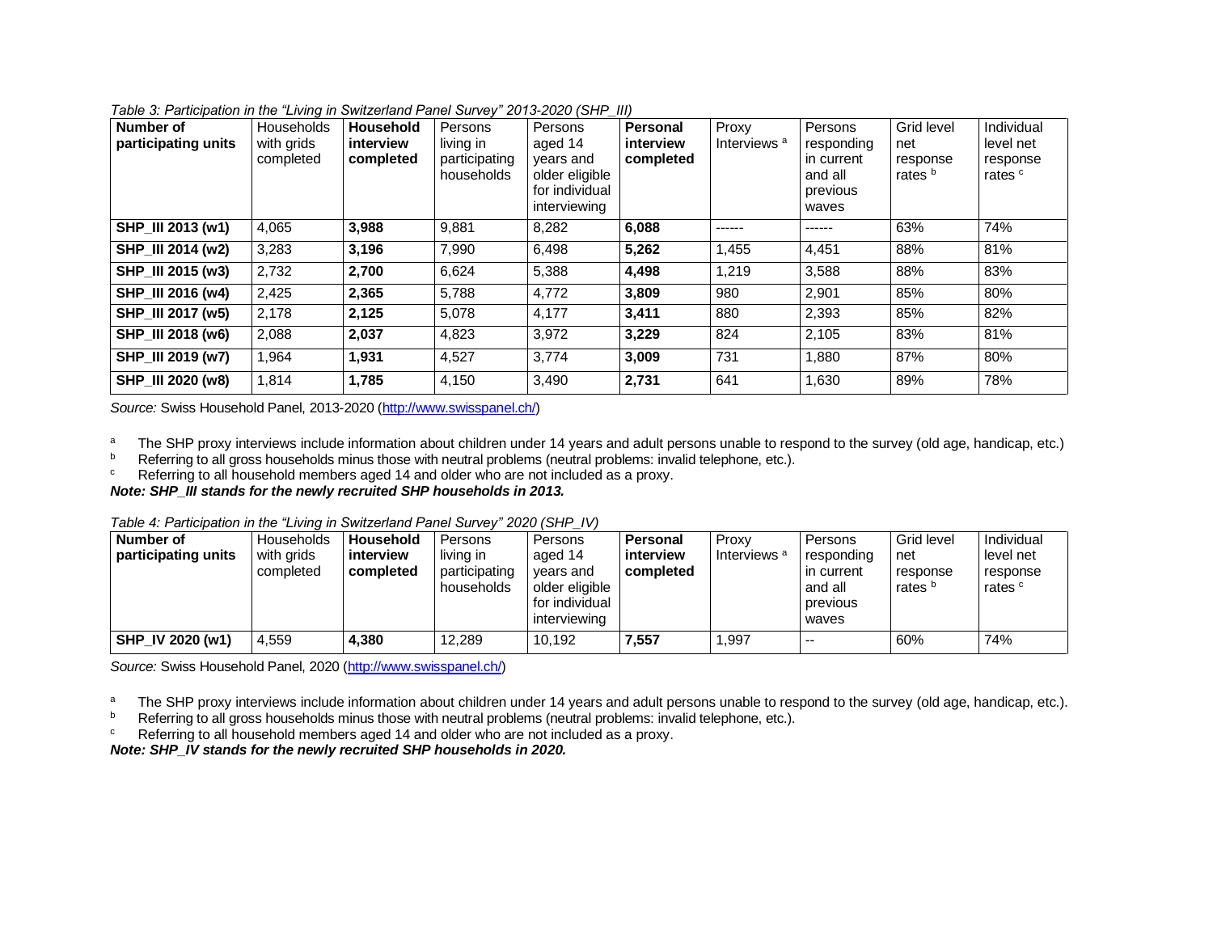*Table 3: Participation in the "Living in Switzerland Panel Survey" 2013-2020 (SHP_III)*

| **Number of participating units** | Households with grids completed | **Household interview completed** | Persons living in participating households | Persons aged 14 years and older eligible for individual interviewing | **Personal interview completed** | Proxy Interviews [a] | Persons responding in current and all previous waves | Grid level net response rates [b] | Individual level net response rates [c] |
|---|---|---|---|---|---|---|---|---|---|
| **SHP_III 2013 (w1)** | 4,065 | **3,988** | 9,881 | 8,282 | **6,088** | ------ | ------ | 63% | 74% |
| **SHP_III 2014 (w2)** | 3,283 | **3,196** | 7,990 | 6,498 | **5,262** | 1,455 | 4,451 | 88% | 81% |
| **SHP_III 2015 (w3)** | 2,732 | **2,700** | 6,624 | 5,388 | **4,498** | 1,219 | 3,588 | 88% | 83% |
| **SHP_III 2016 (w4)** | 2,425 | **2,365** | 5,788 | 4,772 | **3,809** | 980 | 2,901 | 85% | 80% |
| **SHP_III 2017 (w5)** | 2,178 | **2,125** | 5,078 | 4,177 | **3,411** | 880 | 2,393 | 85% | 82% |
| **SHP_III 2018 (w6)** | 2,088 | **2,037** | 4,823 | 3,972 | **3,229** | 824 | 2,105 | 83% | 81% |
| **SHP_III 2019 (w7)** | 1,964 | **1,931** | 4,527 | 3,774 | **3,009** | 731 | 1,880 | 87% | 80% |
| **SHP_III 2020 (w8)** | 1,814 | **1,785** | 4,150 | 3,490 | **2,731** | 641 | 1,630 | 89% | 78% |

*Source:* Swiss Household Panel, 2013-2020 (http://www.swisspanel.ch/)

[a] The SHP proxy interviews include information about children under 14 years and adult persons unable to respond to the survey (old age, handicap, etc.)
[b] Referring to all gross households minus those with neutral problems (neutral problems: invalid telephone, etc.).
[c] Referring to all household members aged 14 and older who are not included as a proxy.

***Note: SHP_III stands for the newly recruited SHP households in 2013.***

*Table 4: Participation in the "Living in Switzerland Panel Survey" 2020 (SHP_IV)*

| **Number of participating units** | Households with grids completed | **Household interview completed** | Persons living in participating households | Persons aged 14 years and older eligible for individual interviewing | **Personal interview completed** | Proxy Interviews [a] | Persons responding in current and all previous waves | Grid level net response rates [b] | Individual level net response rates [c] |
|---|---|---|---|---|---|---|---|---|---|
| **SHP_IV 2020 (w1)** | 4,559 | **4,380** | 12,289 | 10,192 | **7,557** | 1,997 | -- | 60% | 74% |

*Source:* Swiss Household Panel, 2020 (http://www.swisspanel.ch/)

[a] The SHP proxy interviews include information about children under 14 years and adult persons unable to respond to the survey (old age, handicap, etc.).
[b] Referring to all gross households minus those with neutral problems (neutral problems: invalid telephone, etc.).
[c] Referring to all household members aged 14 and older who are not included as a proxy.

***Note: SHP_IV stands for the newly recruited SHP households in 2020.***